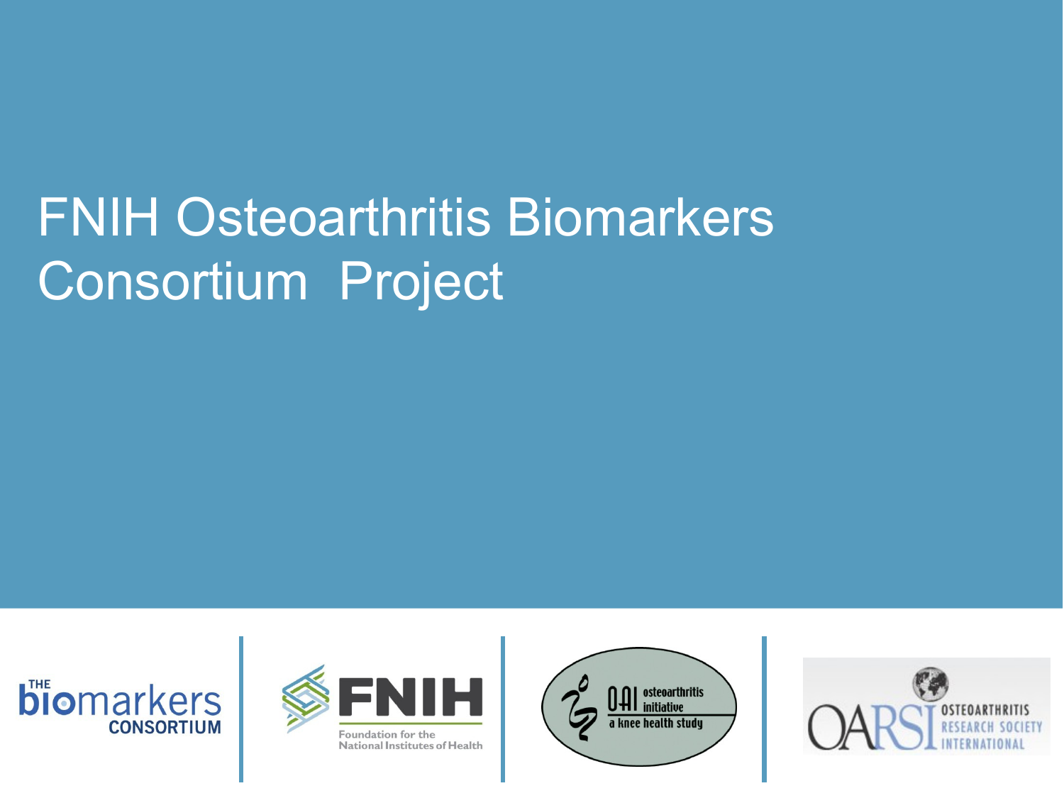# FNIH Osteoarthritis Biomarkers Consortium Project

THE biomarkers CONSORTIUM

FNIH Foundation for the National Institutes of Health

OAI osteoarthritis initiative a knee health study

OARSI OSTEOARTHRITIS RESEARCH SOCIETY INTERNATIONAL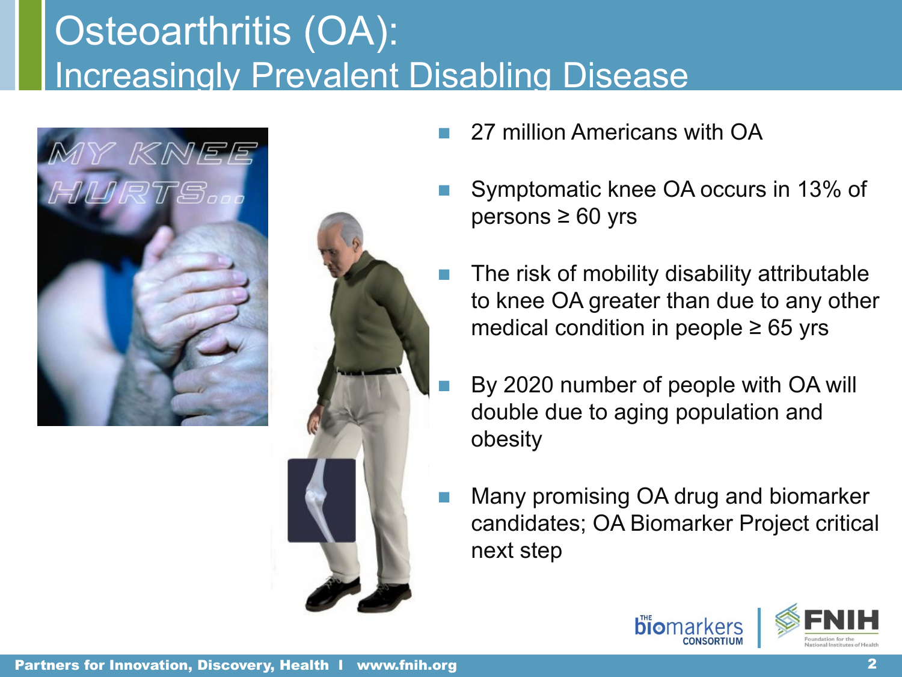# Osteoarthritis (OA):
## Increasingly Prevalent Disabling Disease

- 27 million Americans with OA
- Symptomatic knee OA occurs in 13% of persons ≥ 60 yrs
- The risk of mobility disability attributable to knee OA greater than due to any other medical condition in people ≥ 65 yrs
- By 2020 number of people with OA will double due to aging population and obesity
- Many promising OA drug and biomarker candidates; OA Biomarker Project critical next step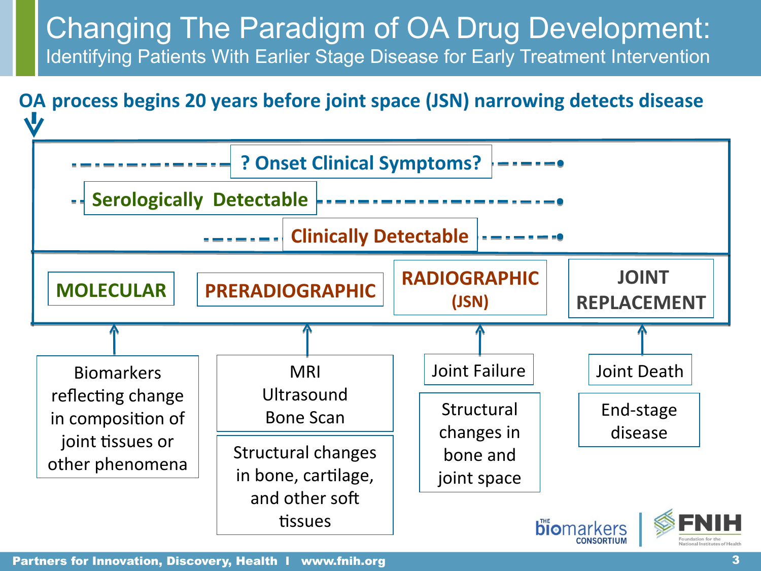# Changing The Paradigm of OA Drug Development:

## Identifying Patients With Earlier Stage Disease for Early Treatment Intervention

**OA process begins 20 years before joint space (JSN) narrowing detects disease**

- ? Onset Clinical Symptoms?
- Serologically Detectable
- Clinically Detectable

| MOLECULAR | PRERADIOGRAPHIC | RADIOGRAPHIC (JSN) | JOINT REPLACEMENT |
|---|---|---|---|
| Biomarkers reflecting change in composition of joint tissues or other phenomena | MRI<br>Ultrasound<br>Bone Scan | Joint Failure | Joint Death |
| | Structural changes in bone, cartilage, and other soft tissues | Structural changes in bone and joint space | End-stage disease |

THE biomarkers CONSORTIUM

FNIH Foundation for the National Institutes of Health

Partners for Innovation, Discovery, Health | www.fnih.org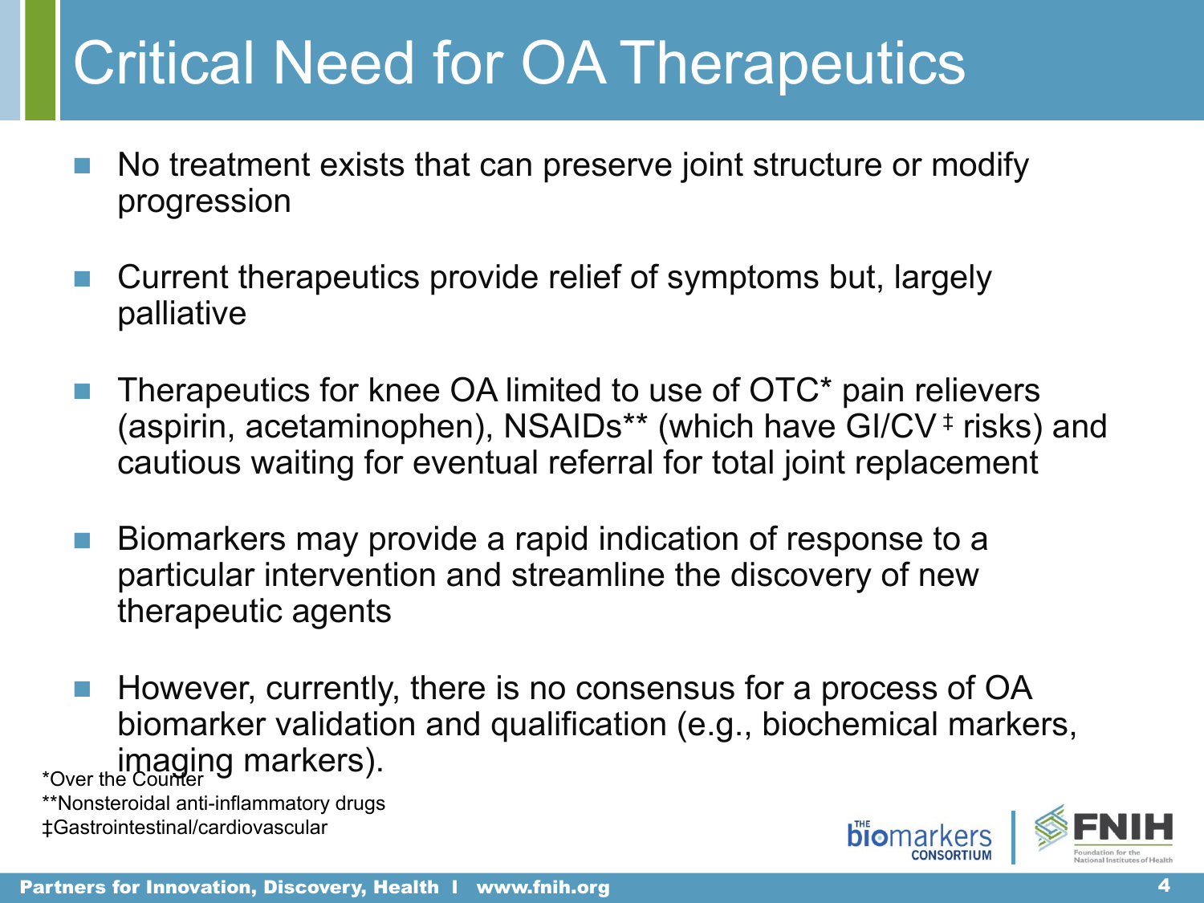# Critical Need for OA Therapeutics

- No treatment exists that can preserve joint structure or modify progression
- Current therapeutics provide relief of symptoms but, largely palliative
- Therapeutics for knee OA limited to use of OTC* pain relievers (aspirin, acetaminophen), NSAIDs** (which have GI/CV ‡ risks) and cautious waiting for eventual referral for total joint replacement
- Biomarkers may provide a rapid indication of response to a particular intervention and streamline the discovery of new therapeutic agents
- However, currently, there is no consensus for a process of OA biomarker validation and qualification (e.g., biochemical markers, imaging markers).

*Over the Counter

**Nonsteroidal anti-inflammatory drugs

‡Gastrointestinal/cardiovascular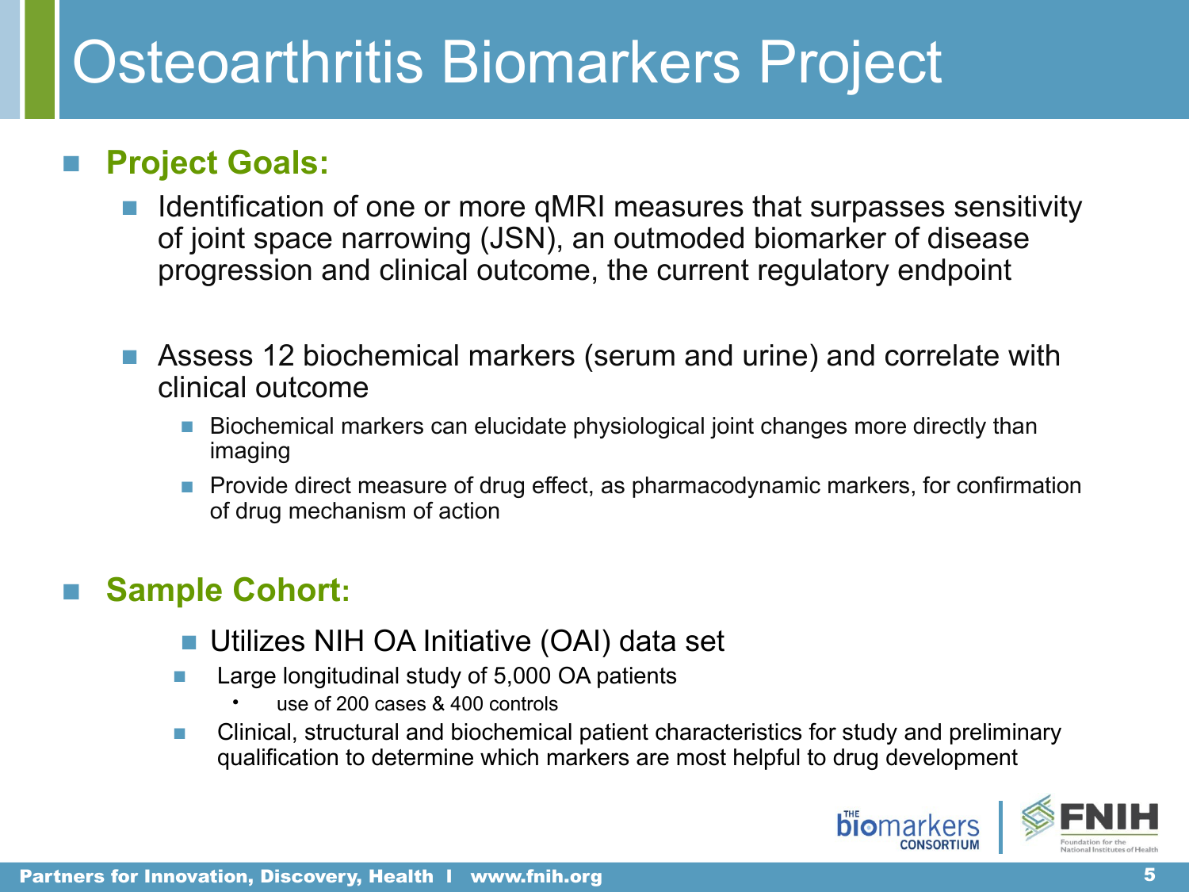# Osteoarthritis Biomarkers Project

- **Project Goals:**
  - Identification of one or more qMRI measures that surpasses sensitivity of joint space narrowing (JSN), an outmoded biomarker of disease progression and clinical outcome, the current regulatory endpoint
  - Assess 12 biochemical markers (serum and urine) and correlate with clinical outcome
    - Biochemical markers can elucidate physiological joint changes more directly than imaging
    - Provide direct measure of drug effect, as pharmacodynamic markers, for confirmation of drug mechanism of action

- **Sample Cohort:**
  - Utilizes NIH OA Initiative (OAI) data set
  - Large longitudinal study of 5,000 OA patients
    - use of 200 cases & 400 controls
  - Clinical, structural and biochemical patient characteristics for study and preliminary qualification to determine which markers are most helpful to drug development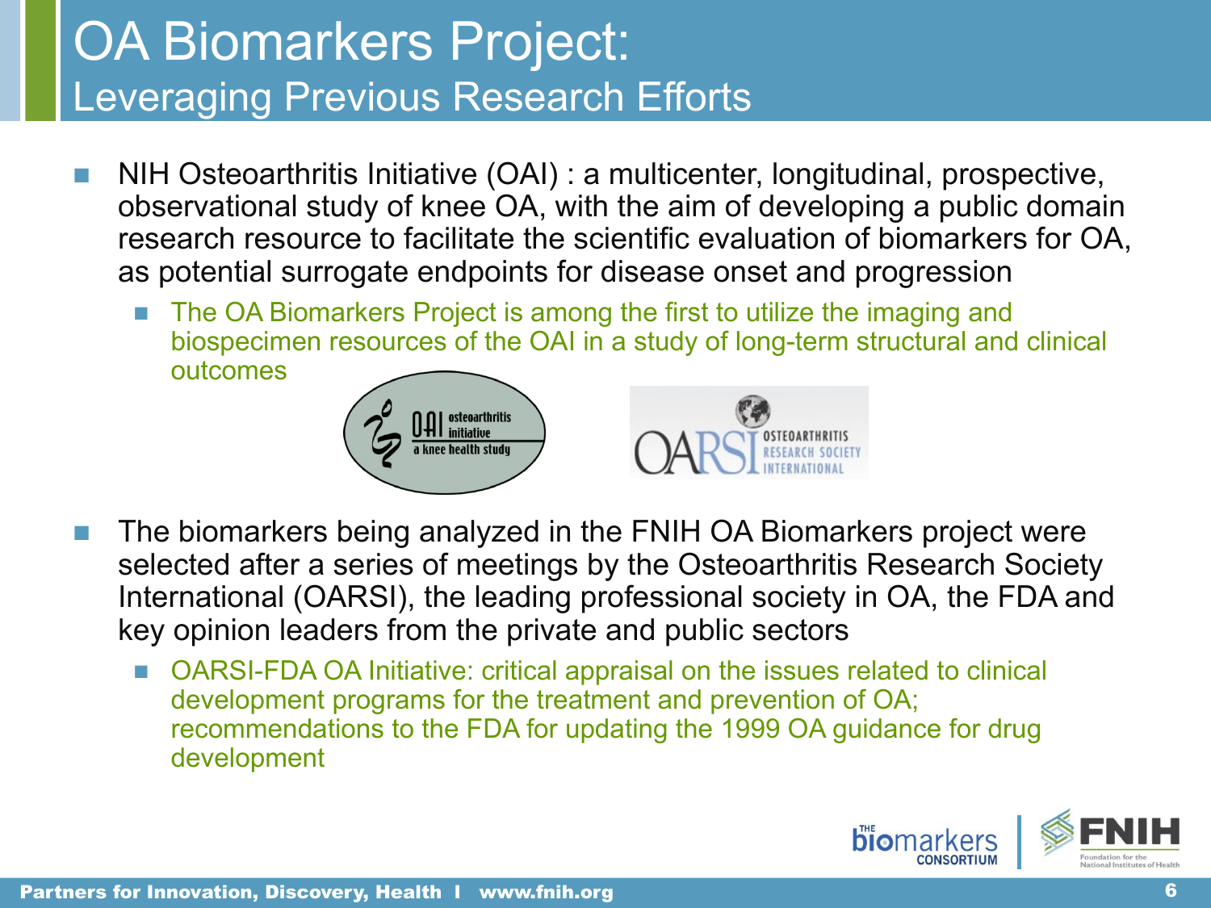# OA Biomarkers Project:
## Leveraging Previous Research Efforts

- NIH Osteoarthritis Initiative (OAI) : a multicenter, longitudinal, prospective, observational study of knee OA, with the aim of developing a public domain research resource to facilitate the scientific evaluation of biomarkers for OA, as potential surrogate endpoints for disease onset and progression
  - The OA Biomarkers Project is among the first to utilize the imaging and biospecimen resources of the OAI in a study of long-term structural and clinical outcomes

- The biomarkers being analyzed in the FNIH OA Biomarkers project were selected after a series of meetings by the Osteoarthritis Research Society International (OARSI), the leading professional society in OA, the FDA and key opinion leaders from the private and public sectors
  - OARSI-FDA OA Initiative: critical appraisal on the issues related to clinical development programs for the treatment and prevention of OA; recommendations to the FDA for updating the 1999 OA guidance for drug development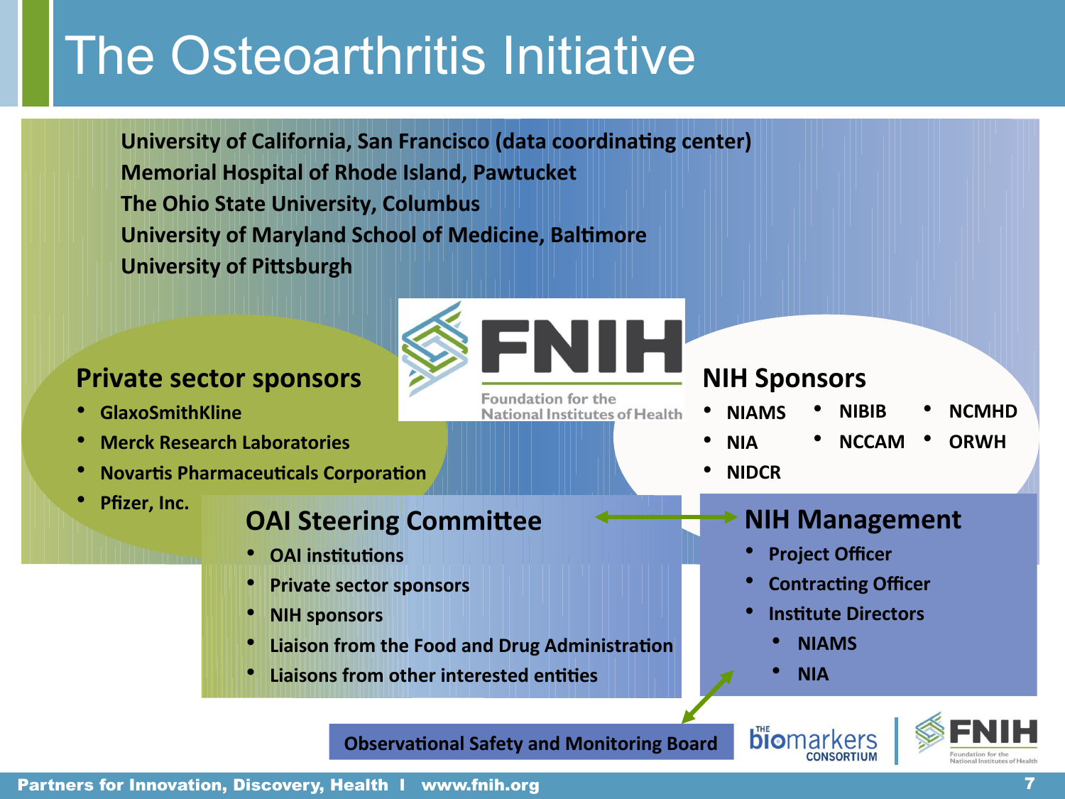# The Osteoarthritis Initiative

**University of California, San Francisco (data coordinating center)**
**Memorial Hospital of Rhode Island, Pawtucket**
**The Ohio State University, Columbus**
**University of Maryland School of Medicine, Baltimore**
**University of Pittsburgh**

FNIH
Foundation for the National Institutes of Health

## Private sector sponsors

- GlaxoSmithKline
- Merck Research Laboratories
- Novartis Pharmaceuticals Corporation
- Pfizer, Inc.

## NIH Sponsors

- NIAMS
- NIA
- NIDCR
- NIBIB
- NCCAM
- NCMHD
- ORWH

## OAI Steering Committee

- OAI institutions
- Private sector sponsors
- NIH sponsors
- Liaison from the Food and Drug Administration
- Liaisons from other interested entities

## NIH Management

- Project Officer
- Contracting Officer
- Institute Directors
  - NIAMS
  - NIA

**Observational Safety and Monitoring Board**

The biomarkers Consortium | FNIH Foundation for the National Institutes of Health

Partners for Innovation, Discovery, Health I www.fnih.org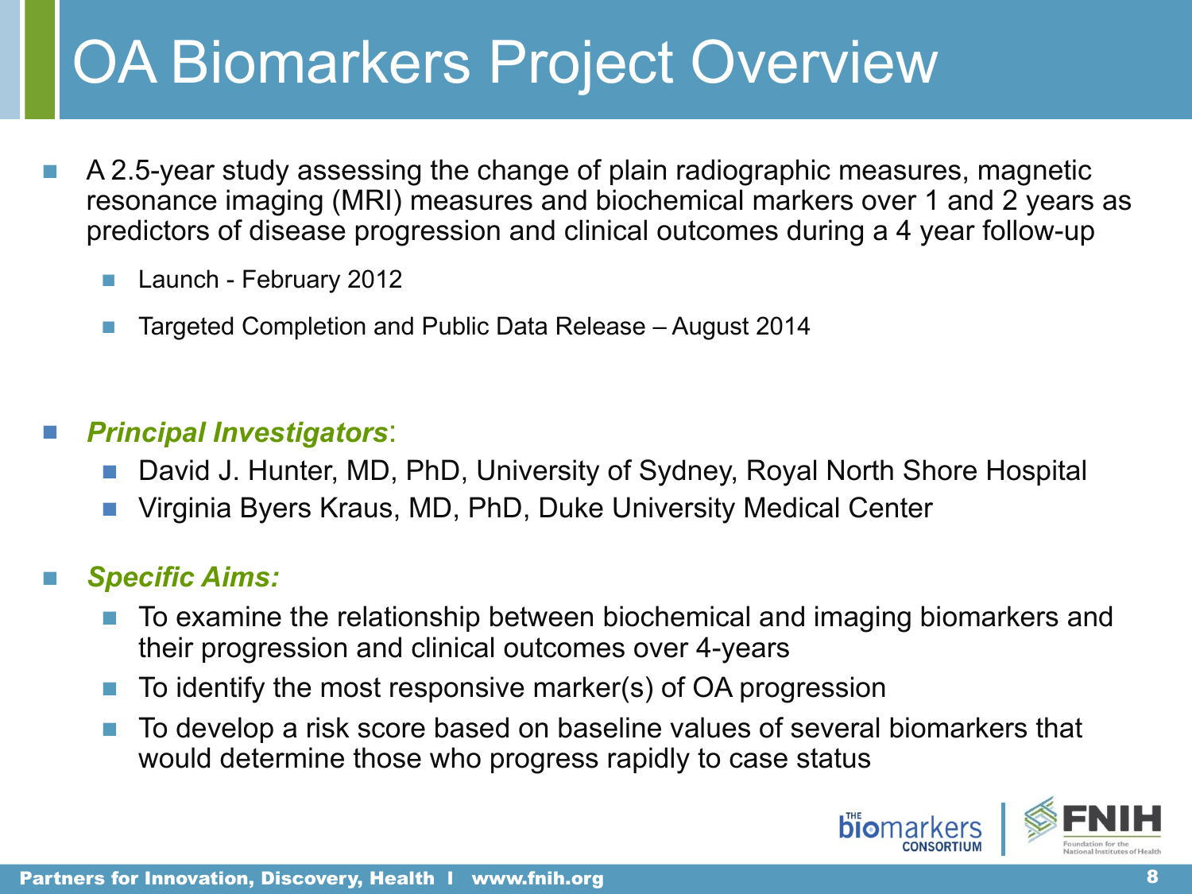# OA Biomarkers Project Overview

- A 2.5-year study assessing the change of plain radiographic measures, magnetic resonance imaging (MRI) measures and biochemical markers over 1 and 2 years as predictors of disease progression and clinical outcomes during a 4 year follow-up
  - Launch - February 2012
  - Targeted Completion and Public Data Release – August 2014

- ***Principal Investigators***:
  - David J. Hunter, MD, PhD, University of Sydney, Royal North Shore Hospital
  - Virginia Byers Kraus, MD, PhD, Duke University Medical Center

- ***Specific Aims:***
  - To examine the relationship between biochemical and imaging biomarkers and their progression and clinical outcomes over 4-years
  - To identify the most responsive marker(s) of OA progression
  - To develop a risk score based on baseline values of several biomarkers that would determine those who progress rapidly to case status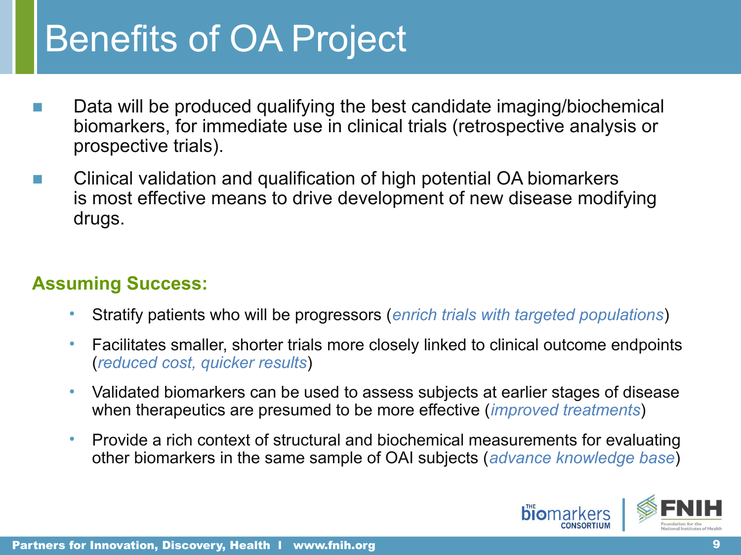# Benefits of OA Project

- Data will be produced qualifying the best candidate imaging/biochemical biomarkers, for immediate use in clinical trials (retrospective analysis or prospective trials).
- Clinical validation and qualification of high potential OA biomarkers is most effective means to drive development of new disease modifying drugs.

**Assuming Success:**

- Stratify patients who will be progressors (*enrich trials with targeted populations*)
- Facilitates smaller, shorter trials more closely linked to clinical outcome endpoints (*reduced cost, quicker results*)
- Validated biomarkers can be used to assess subjects at earlier stages of disease when therapeutics are presumed to be more effective (*improved treatments*)
- Provide a rich context of structural and biochemical measurements for evaluating other biomarkers in the same sample of OAI subjects (*advance knowledge base*)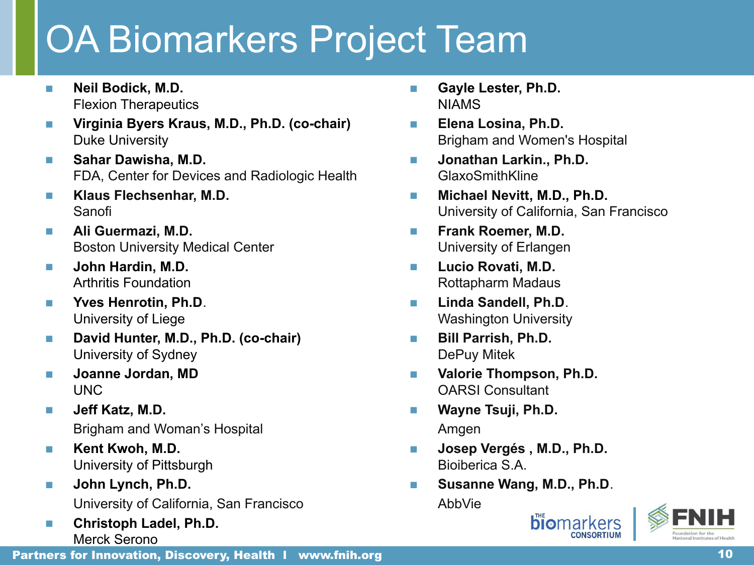# OA Biomarkers Project Team

- **Neil Bodick, M.D.**
  Flexion Therapeutics
- **Virginia Byers Kraus, M.D., Ph.D. (co-chair)**
  Duke University
- **Sahar Dawisha, M.D.**
  FDA, Center for Devices and Radiologic Health
- **Klaus Flechsenhar, M.D.**
  Sanofi
- **Ali Guermazi, M.D.**
  Boston University Medical Center
- **John Hardin, M.D.**
  Arthritis Foundation
- **Yves Henrotin, Ph.D**.
  University of Liege
- **David Hunter, M.D., Ph.D. (co-chair)**
  University of Sydney
- **Joanne Jordan, MD**
  UNC
- **Jeff Katz, M.D.**
  Brigham and Woman's Hospital
- **Kent Kwoh, M.D.**
  University of Pittsburgh
- **John Lynch, Ph.D.**
  University of California, San Francisco
- **Christoph Ladel, Ph.D.**
  Merck Serono
- **Gayle Lester, Ph.D.**
  NIAMS
- **Elena Losina, Ph.D.**
  Brigham and Women's Hospital
- **Jonathan Larkin., Ph.D.**
  GlaxoSmithKline
- **Michael Nevitt, M.D., Ph.D.**
  University of California, San Francisco
- **Frank Roemer, M.D.**
  University of Erlangen
- **Lucio Rovati, M.D.**
  Rottapharm Madaus
- **Linda Sandell, Ph.D**.
  Washington University
- **Bill Parrish, Ph.D.**
  DePuy Mitek
- **Valorie Thompson, Ph.D.**
  OARSI Consultant
- **Wayne Tsuji, Ph.D.**
  Amgen
- **Josep Vergés , M.D., Ph.D.**
  Bioiberica S.A.
- **Susanne Wang, M.D., Ph.D**.
  AbbVie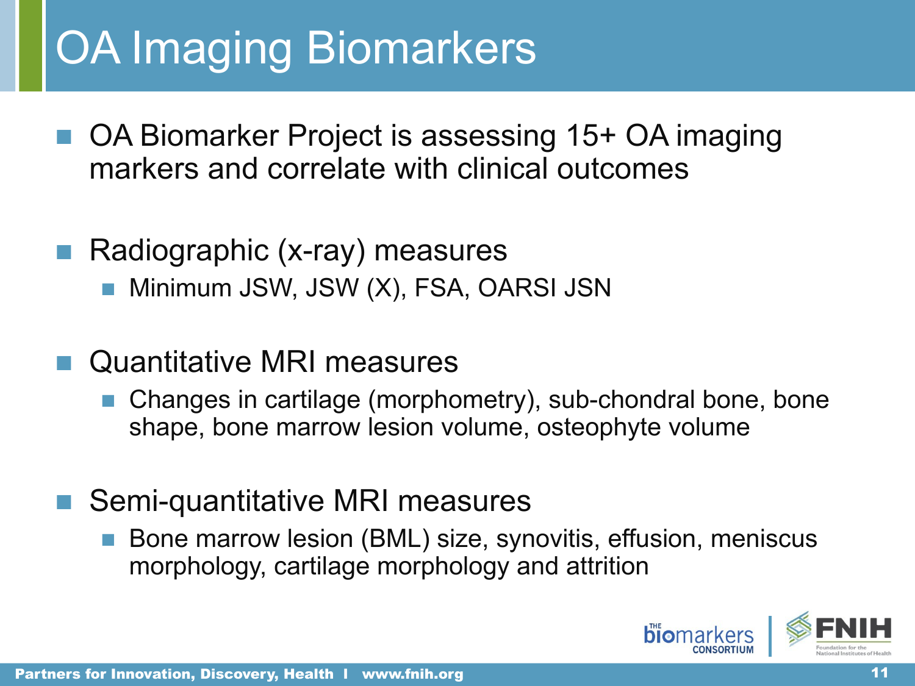# OA Imaging Biomarkers

- OA Biomarker Project is assessing 15+ OA imaging markers and correlate with clinical outcomes
- Radiographic (x-ray) measures
  - Minimum JSW, JSW (X), FSA, OARSI JSN
- Quantitative MRI measures
  - Changes in cartilage (morphometry), sub-chondral bone, bone shape, bone marrow lesion volume, osteophyte volume
- Semi-quantitative MRI measures
  - Bone marrow lesion (BML) size, synovitis, effusion, meniscus morphology, cartilage morphology and attrition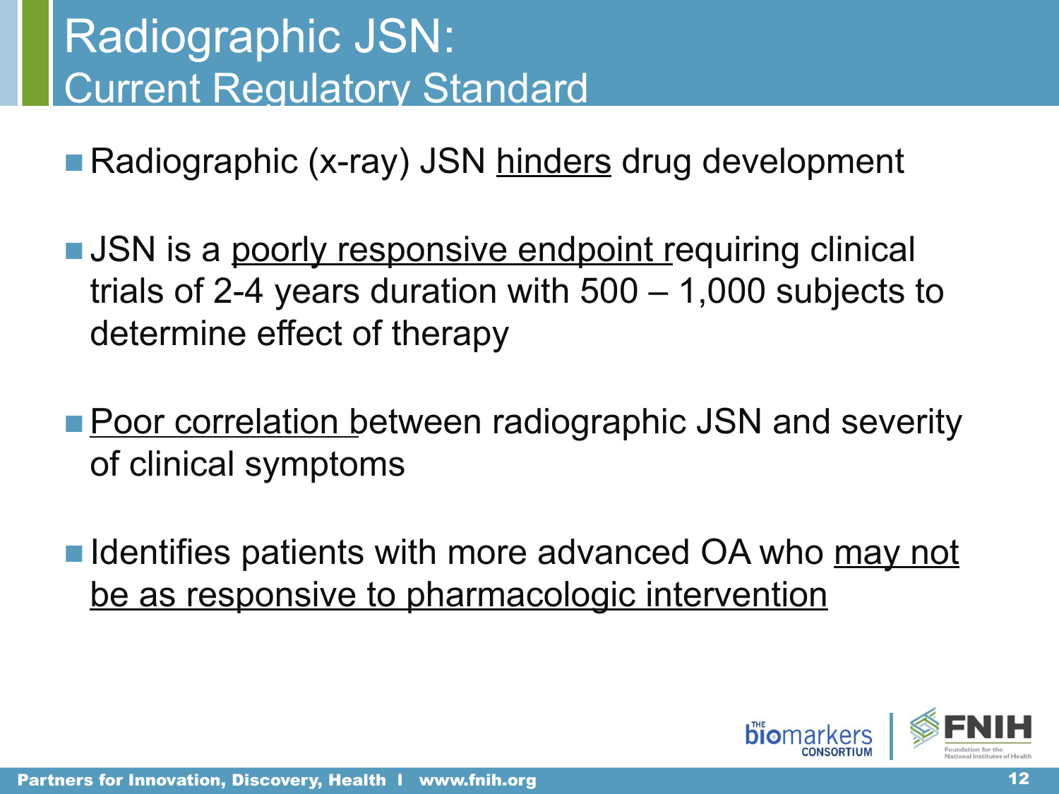# Radiographic JSN: Current Regulatory Standard

- Radiographic (x-ray) JSN <u>hinders</u> drug development
- JSN is a <u>poorly responsive endpoint</u> requiring clinical trials of 2-4 years duration with 500 – 1,000 subjects to determine effect of therapy
- <u>Poor correlation</u> between radiographic JSN and severity of clinical symptoms
- Identifies patients with more advanced OA who <u>may not be as responsive to pharmacologic intervention</u>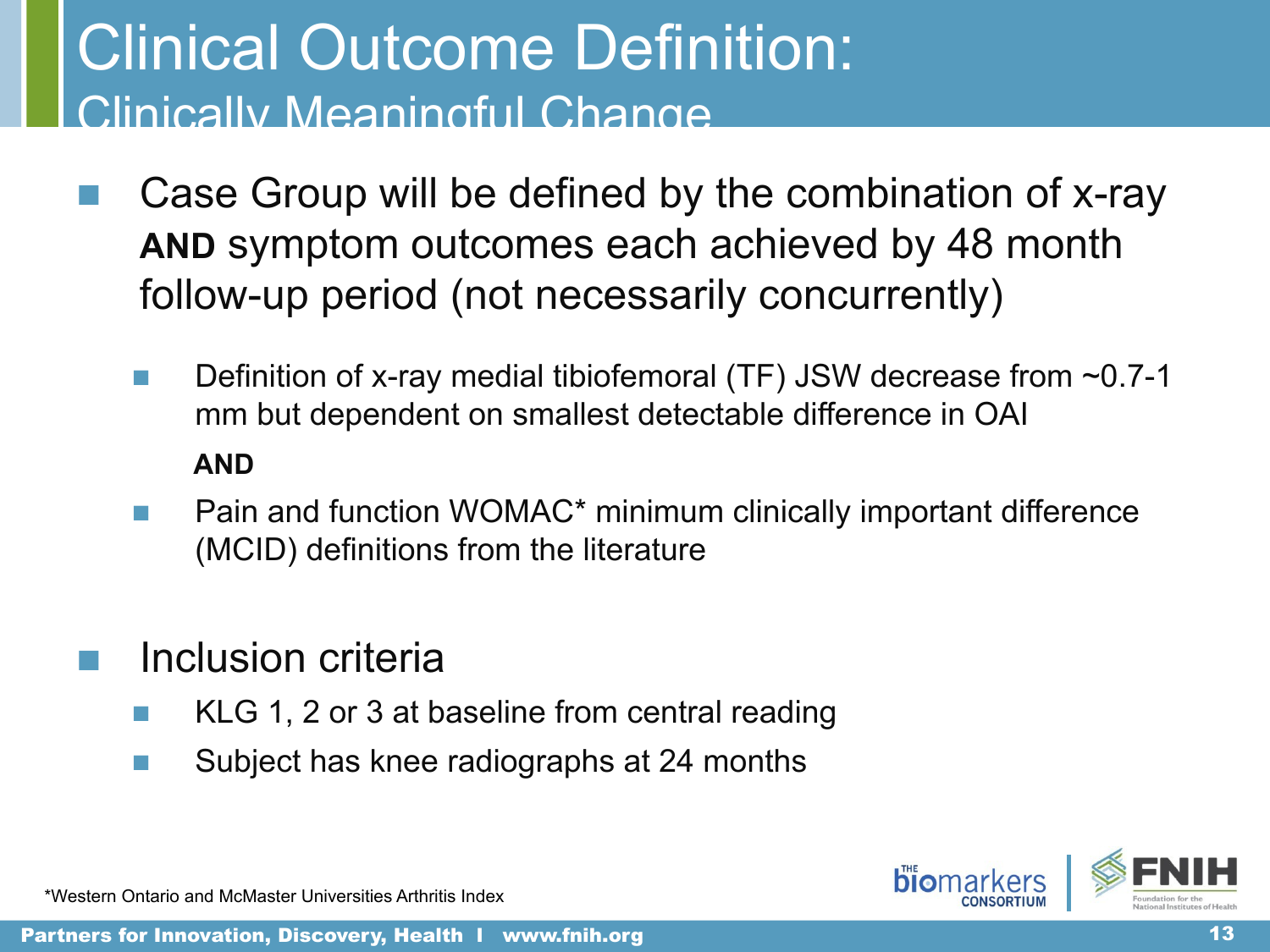# Clinical Outcome Definition:

## Clinically Meaningful Change

- Case Group will be defined by the combination of x-ray **AND** symptom outcomes each achieved by 48 month follow-up period (not necessarily concurrently)
  - Definition of x-ray medial tibiofemoral (TF) JSW decrease from ~0.7-1 mm but dependent on smallest detectable difference in OAI

    **AND**

  - Pain and function WOMAC* minimum clinically important difference (MCID) definitions from the literature

- Inclusion criteria
  - KLG 1, 2 or 3 at baseline from central reading
  - Subject has knee radiographs at 24 months

*Western Ontario and McMaster Universities Arthritis Index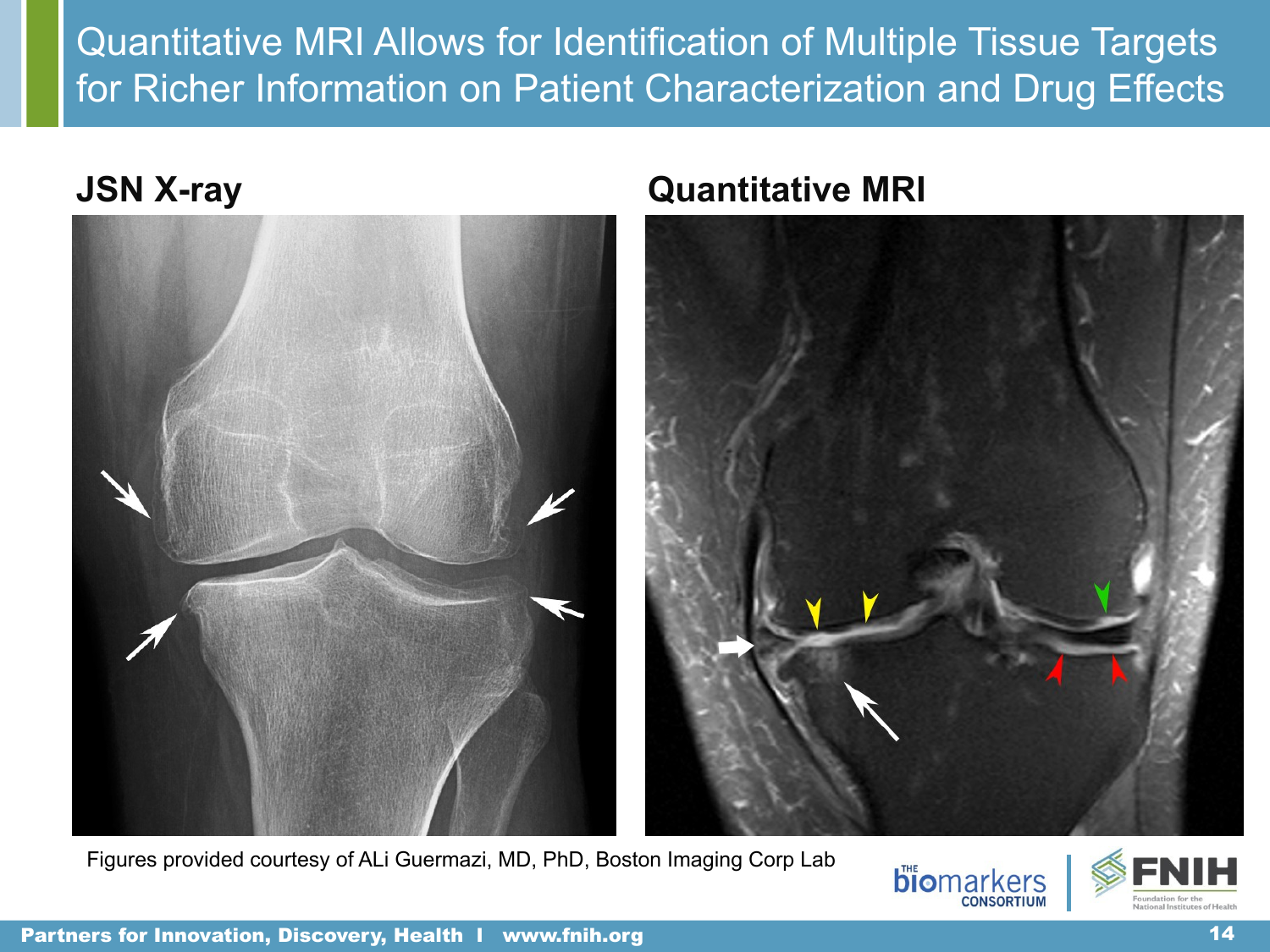# Quantitative MRI Allows for Identification of Multiple Tissue Targets for Richer Information on Patient Characterization and Drug Effects

**JSN X-ray**

**Quantitative MRI**

Figures provided courtesy of ALi Guermazi, MD, PhD, Boston Imaging Corp Lab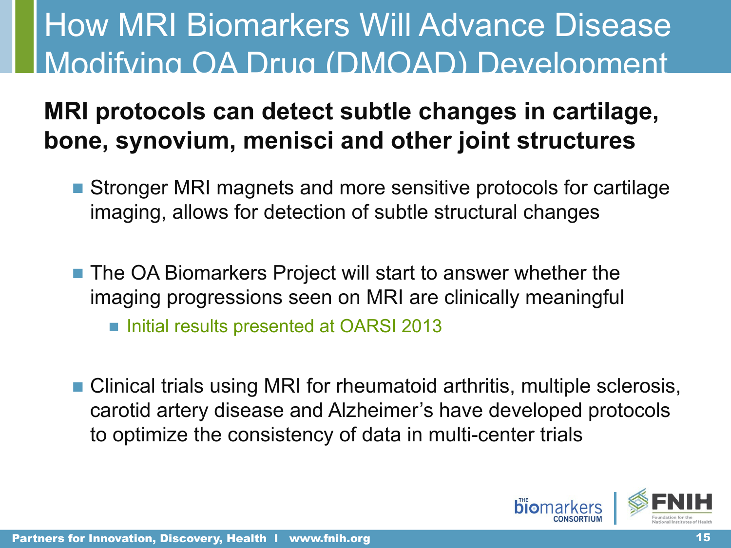# How MRI Biomarkers Will Advance Disease Modifying OA Drug (DMOAD) Development

**MRI protocols can detect subtle changes in cartilage, bone, synovium, menisci and other joint structures**

- Stronger MRI magnets and more sensitive protocols for cartilage imaging, allows for detection of subtle structural changes
- The OA Biomarkers Project will start to answer whether the imaging progressions seen on MRI are clinically meaningful
  - Initial results presented at OARSI 2013
- Clinical trials using MRI for rheumatoid arthritis, multiple sclerosis, carotid artery disease and Alzheimer's have developed protocols to optimize the consistency of data in multi-center trials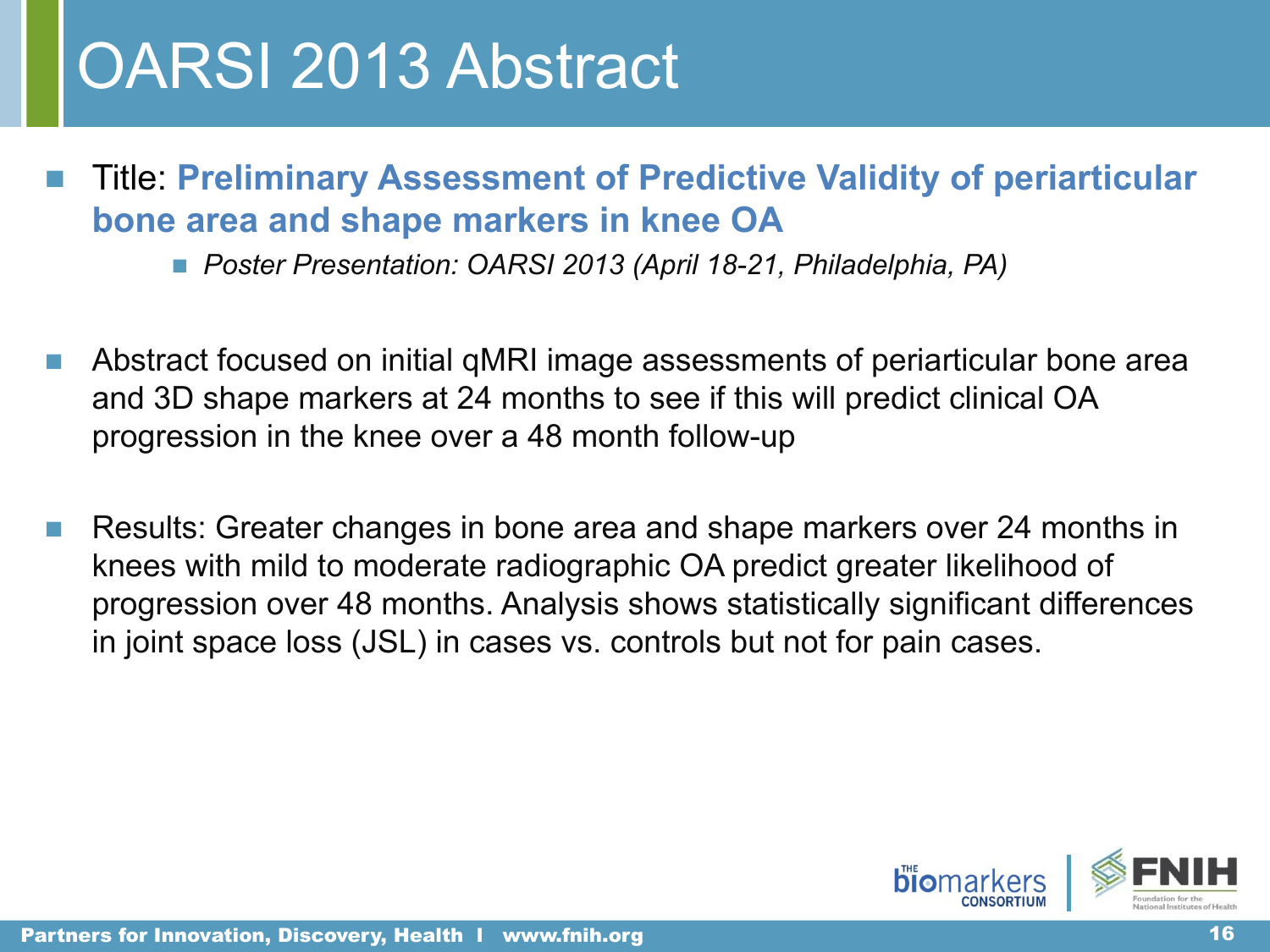# OARSI 2013 Abstract

- Title: **Preliminary Assessment of Predictive Validity of periarticular bone area and shape markers in knee OA**
  - *Poster Presentation: OARSI 2013 (April 18-21, Philadelphia, PA)*

- Abstract focused on initial qMRI image assessments of periarticular bone area and 3D shape markers at 24 months to see if this will predict clinical OA progression in the knee over a 48 month follow-up

- Results: Greater changes in bone area and shape markers over 24 months in knees with mild to moderate radiographic OA predict greater likelihood of progression over 48 months. Analysis shows statistically significant differences in joint space loss (JSL) in cases vs. controls but not for pain cases.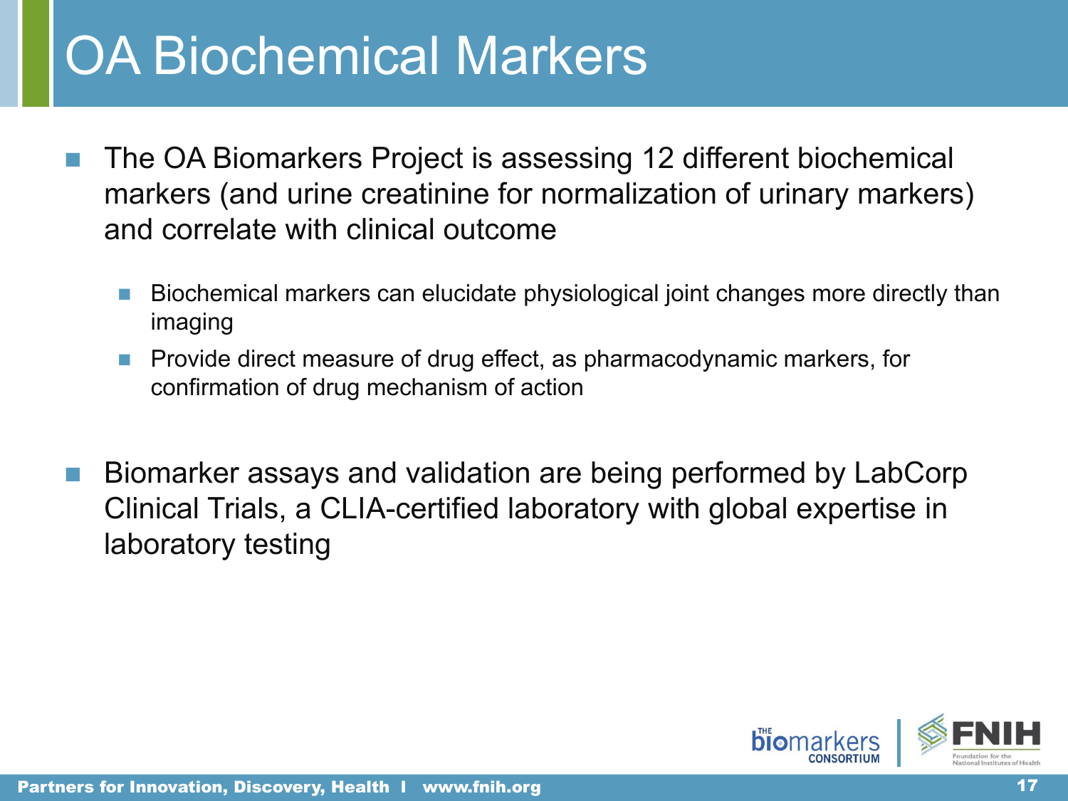# OA Biochemical Markers

- The OA Biomarkers Project is assessing 12 different biochemical markers (and urine creatinine for normalization of urinary markers) and correlate with clinical outcome
  - Biochemical markers can elucidate physiological joint changes more directly than imaging
  - Provide direct measure of drug effect, as pharmacodynamic markers, for confirmation of drug mechanism of action

- Biomarker assays and validation are being performed by LabCorp Clinical Trials, a CLIA-certified laboratory with global expertise in laboratory testing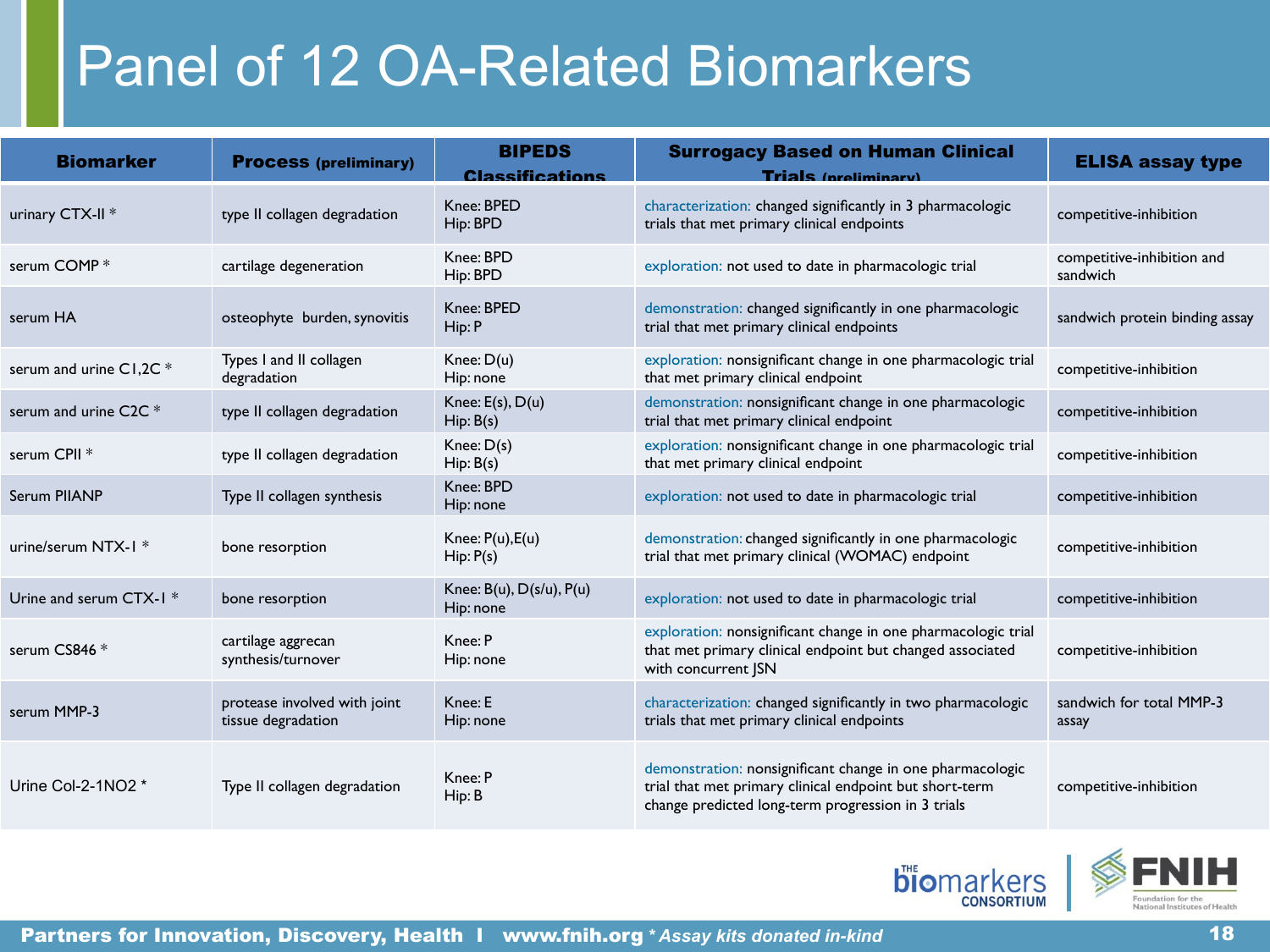# Panel of 12 OA-Related Biomarkers

| Biomarker | Process (preliminary) | BIPEDS Classifications | Surrogacy Based on Human Clinical Trials (preliminary) | ELISA assay type |
|---|---|---|---|---|
| urinary CTX-II * | type II collagen degradation | Knee: BPED<br>Hip: BPD | characterization: changed significantly in 3 pharmacologic trials that met primary clinical endpoints | competitive-inhibition |
| serum COMP * | cartilage degeneration | Knee: BPD<br>Hip: BPD | exploration: not used to date in pharmacologic trial | competitive-inhibition and sandwich |
| serum HA | osteophyte burden, synovitis | Knee: BPED<br>Hip: P | demonstration: changed significantly in one pharmacologic trial that met primary clinical endpoints | sandwich protein binding assay |
| serum and urine C1,2C * | Types I and II collagen degradation | Knee: D(u)<br>Hip: none | exploration: nonsignificant change in one pharmacologic trial that met primary clinical endpoint | competitive-inhibition |
| serum and urine C2C * | type II collagen degradation | Knee: E(s), D(u)<br>Hip: B(s) | demonstration: nonsignificant change in one pharmacologic trial that met primary clinical endpoint | competitive-inhibition |
| serum CPII * | type II collagen degradation | Knee: D(s)<br>Hip: B(s) | exploration: nonsignificant change in one pharmacologic trial that met primary clinical endpoint | competitive-inhibition |
| Serum PIIANP | Type II collagen synthesis | Knee: BPD<br>Hip: none | exploration: not used to date in pharmacologic trial | competitive-inhibition |
| urine/serum NTX-I * | bone resorption | Knee: P(u),E(u)<br>Hip: P(s) | demonstration: changed significantly in one pharmacologic trial that met primary clinical (WOMAC) endpoint | competitive-inhibition |
| Urine and serum CTX-I * | bone resorption | Knee: B(u), D(s/u), P(u)<br>Hip: none | exploration: not used to date in pharmacologic trial | competitive-inhibition |
| serum CS846 * | cartilage aggrecan synthesis/turnover | Knee: P<br>Hip: none | exploration: nonsignificant change in one pharmacologic trial that met primary clinical endpoint but changed associated with concurrent JSN | competitive-inhibition |
| serum MMP-3 | protease involved with joint tissue degradation | Knee: E<br>Hip: none | characterization: changed significantly in two pharmacologic trials that met primary clinical endpoints | sandwich for total MMP-3 assay |
| Urine Col-2-1NO2 * | Type II collagen degradation | Knee: P<br>Hip: B | demonstration: nonsignificant change in one pharmacologic trial that met primary clinical endpoint but short-term change predicted long-term progression in 3 trials | competitive-inhibition |

*Assay kits donated in-kind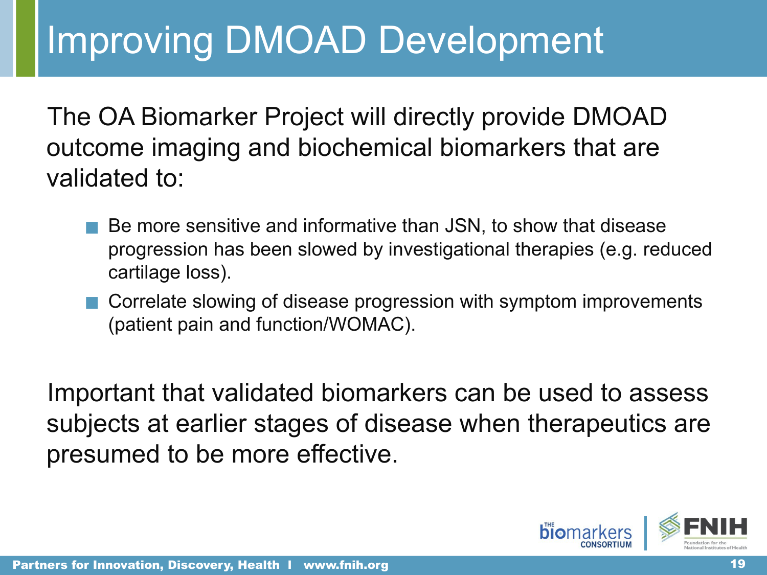# Improving DMOAD Development

The OA Biomarker Project will directly provide DMOAD outcome imaging and biochemical biomarkers that are validated to:

- Be more sensitive and informative than JSN, to show that disease progression has been slowed by investigational therapies (e.g. reduced cartilage loss).
- Correlate slowing of disease progression with symptom improvements (patient pain and function/WOMAC).

Important that validated biomarkers can be used to assess subjects at earlier stages of disease when therapeutics are presumed to be more effective.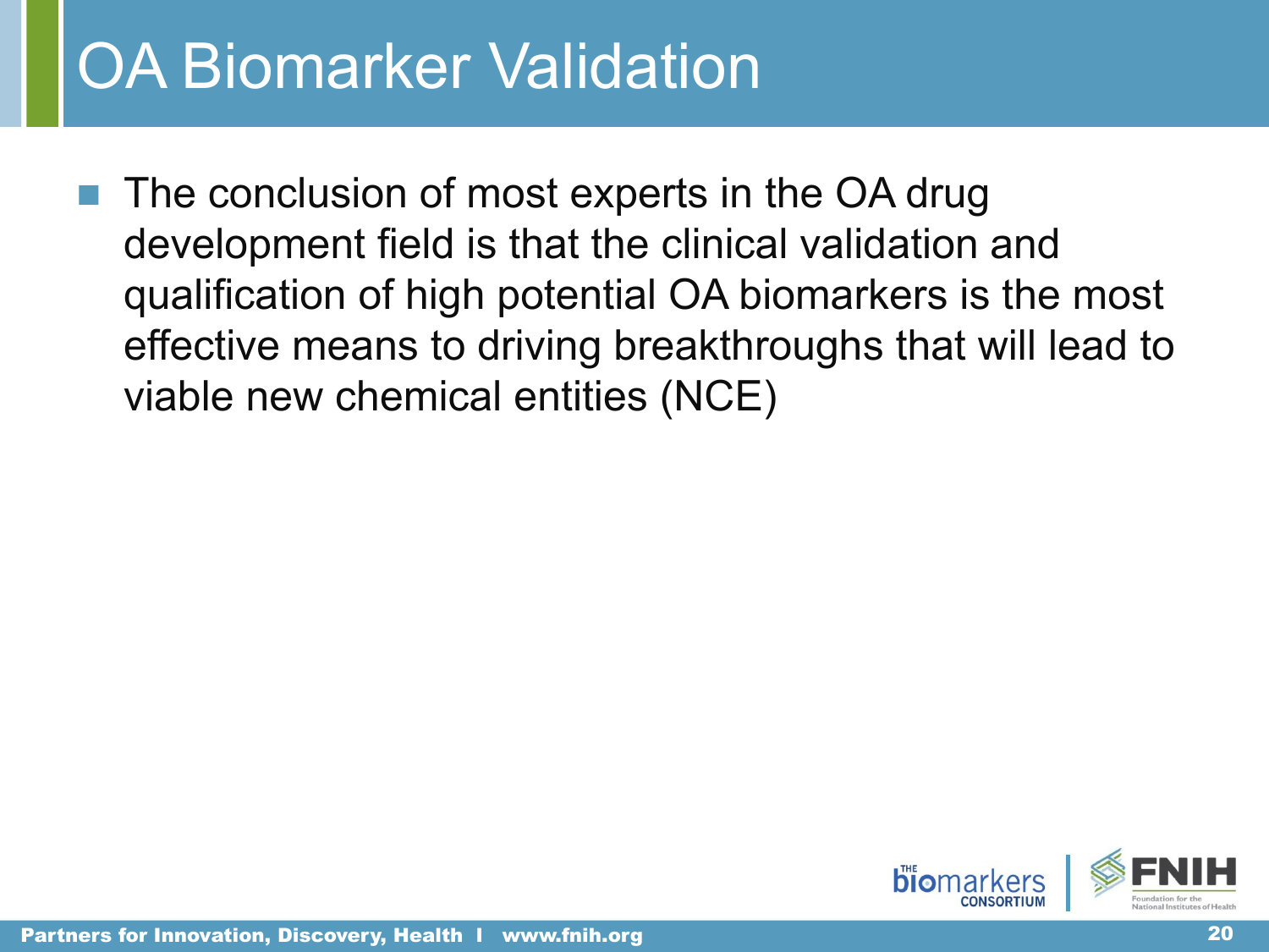# OA Biomarker Validation

- The conclusion of most experts in the OA drug development field is that the clinical validation and qualification of high potential OA biomarkers is the most effective means to driving breakthroughs that will lead to viable new chemical entities (NCE)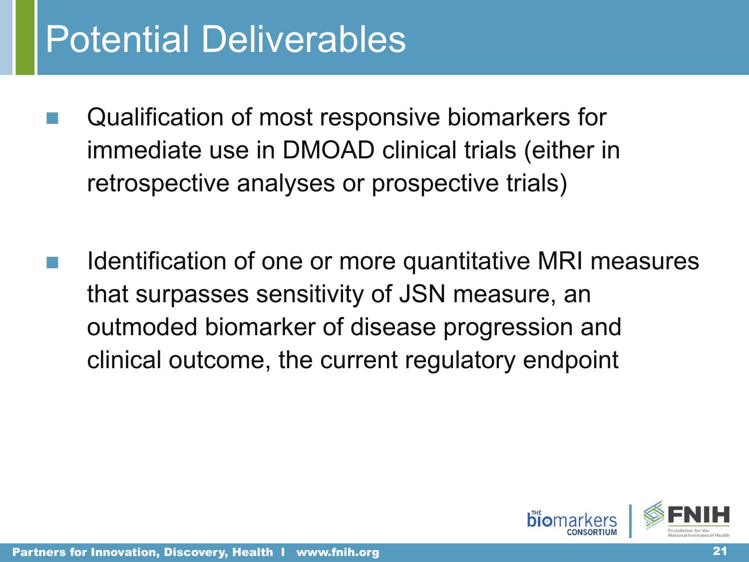# Potential Deliverables

- Qualification of most responsive biomarkers for immediate use in DMOAD clinical trials (either in retrospective analyses or prospective trials)

- Identification of one or more quantitative MRI measures that surpasses sensitivity of JSN measure, an outmoded biomarker of disease progression and clinical outcome, the current regulatory endpoint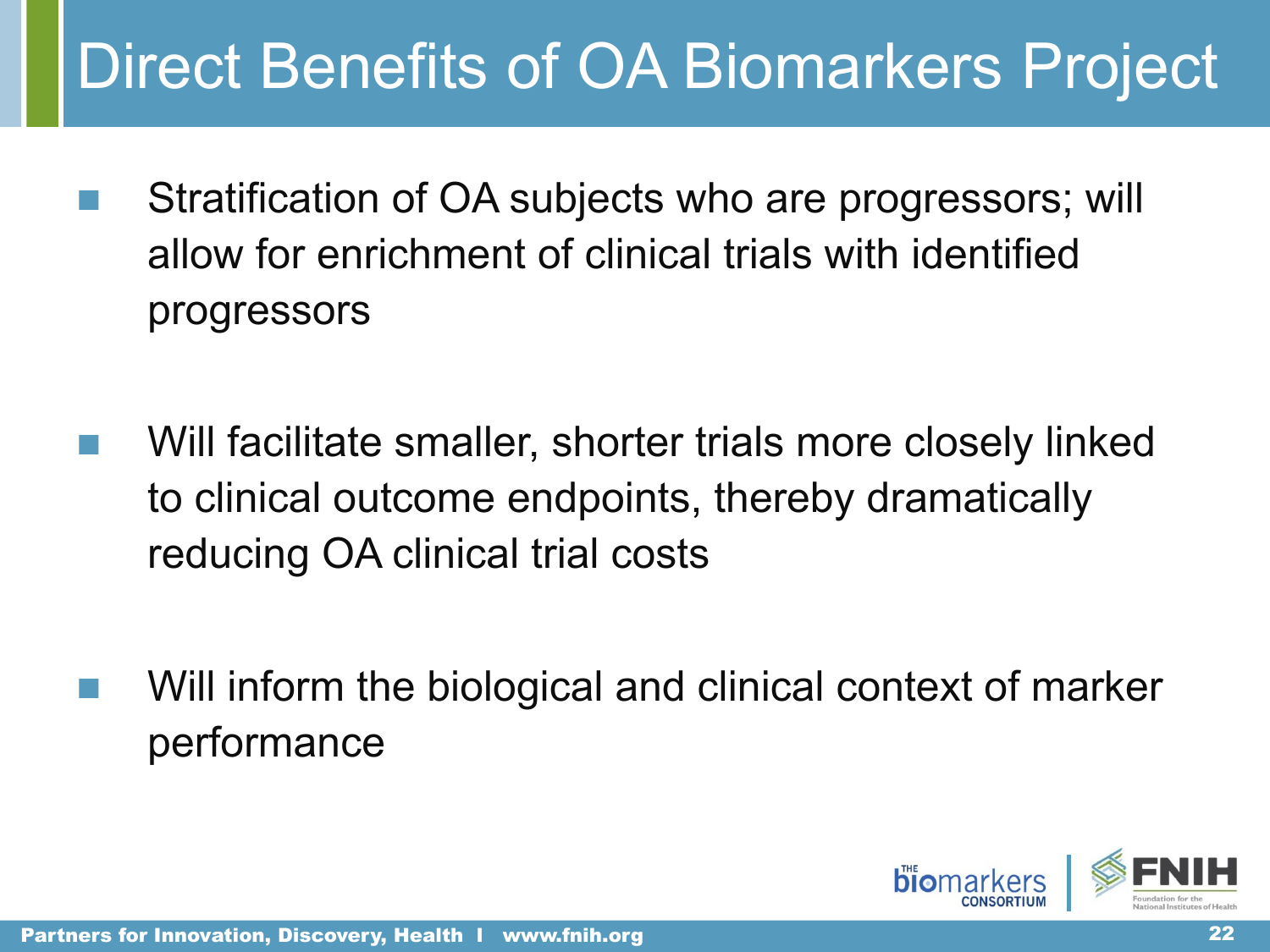# Direct Benefits of OA Biomarkers Project

- Stratification of OA subjects who are progressors; will allow for enrichment of clinical trials with identified progressors
- Will facilitate smaller, shorter trials more closely linked to clinical outcome endpoints, thereby dramatically reducing OA clinical trial costs
- Will inform the biological and clinical context of marker performance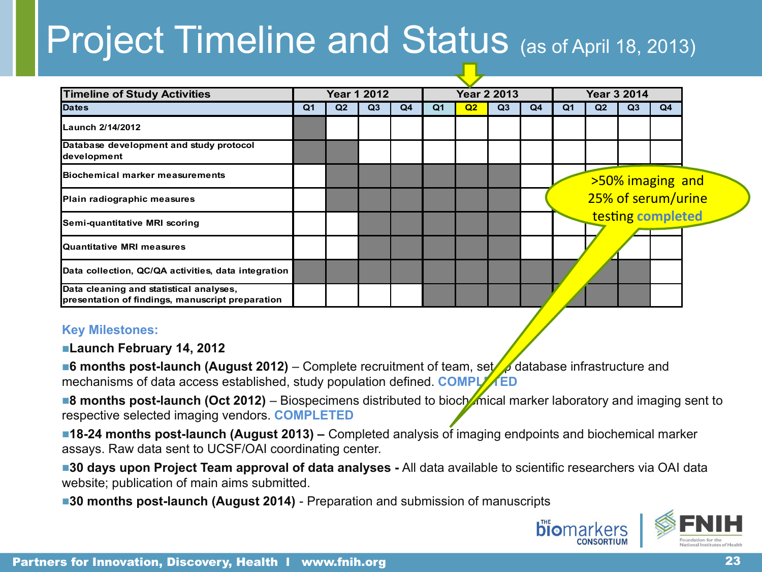# Project Timeline and Status (as of April 18, 2013)

| Timeline of Study Activities | Year 1 2012 | | | | Year 2 2013 | | | | Year 3 2014 | | | |
|---|---|---|---|---|---|---|---|---|---|---|---|---|
| Dates | Q1 | Q2 | Q3 | Q4 | Q1 | Q2 | Q3 | Q4 | Q1 | Q2 | Q3 | Q4 |
| Launch 2/14/2012 | ■ | | | | | | | | | | | |
| Database development and study protocol development | ■ | ■ | | | | | | | | | | |
| Biochemical marker measurements | | ■ | ■ | ■ | ■ | ■ | ■ | | | | | |
| Plain radiographic measures | | ■ | ■ | ■ | ■ | ■ | ■ | | | | | |
| Semi-quantitative MRI scoring | | | ■ | ■ | ■ | ■ | ■ | | | | | |
| Quantitative MRI measures | | | ■ | ■ | ■ | ■ | ■ | | | | | |
| Data collection, QC/QA activities, data integration | ■ | ■ | ■ | ■ | ■ | ■ | ■ | ■ | ■ | ■ | ■ | |
| Data cleaning and statistical analyses, presentation of findings, manuscript preparation | | | | | ■ | ■ | ■ | ■ | ■ | ■ | ■ | |

>50% imaging and 25% of serum/urine testing **completed**

**Key Milestones:**

- **Launch February 14, 2012**
- **6 months post-launch (August 2012)** – Complete recruitment of team, set up database infrastructure and mechanisms of data access established, study population defined. **COMPLETED**
- **8 months post-launch (Oct 2012)** – Biospecimens distributed to biochemical marker laboratory and imaging sent to respective selected imaging vendors. **COMPLETED**
- **18-24 months post-launch (August 2013) –** Completed analysis of imaging endpoints and biochemical marker assays. Raw data sent to UCSF/OAI coordinating center.
- **30 days upon Project Team approval of data analyses -** All data available to scientific researchers via OAI data website; publication of main aims submitted.
- **30 months post-launch (August 2014)** - Preparation and submission of manuscripts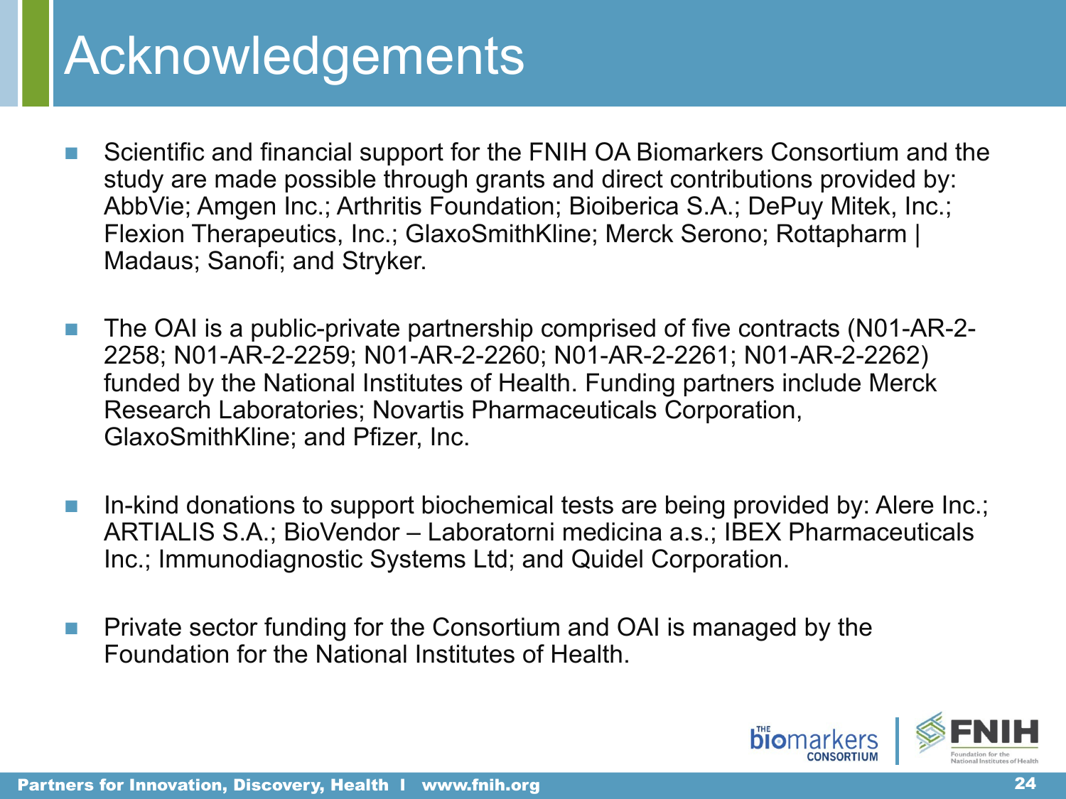# Acknowledgements

- Scientific and financial support for the FNIH OA Biomarkers Consortium and the study are made possible through grants and direct contributions provided by: AbbVie; Amgen Inc.; Arthritis Foundation; Bioiberica S.A.; DePuy Mitek, Inc.; Flexion Therapeutics, Inc.; GlaxoSmithKline; Merck Serono; Rottapharm | Madaus; Sanofi; and Stryker.

- The OAI is a public-private partnership comprised of five contracts (N01-AR-2-2258; N01-AR-2-2259; N01-AR-2-2260; N01-AR-2-2261; N01-AR-2-2262) funded by the National Institutes of Health. Funding partners include Merck Research Laboratories; Novartis Pharmaceuticals Corporation, GlaxoSmithKline; and Pfizer, Inc.

- In-kind donations to support biochemical tests are being provided by: Alere Inc.; ARTIALIS S.A.; BioVendor – Laboratorni medicina a.s.; IBEX Pharmaceuticals Inc.; Immunodiagnostic Systems Ltd; and Quidel Corporation.

- Private sector funding for the Consortium and OAI is managed by the Foundation for the National Institutes of Health.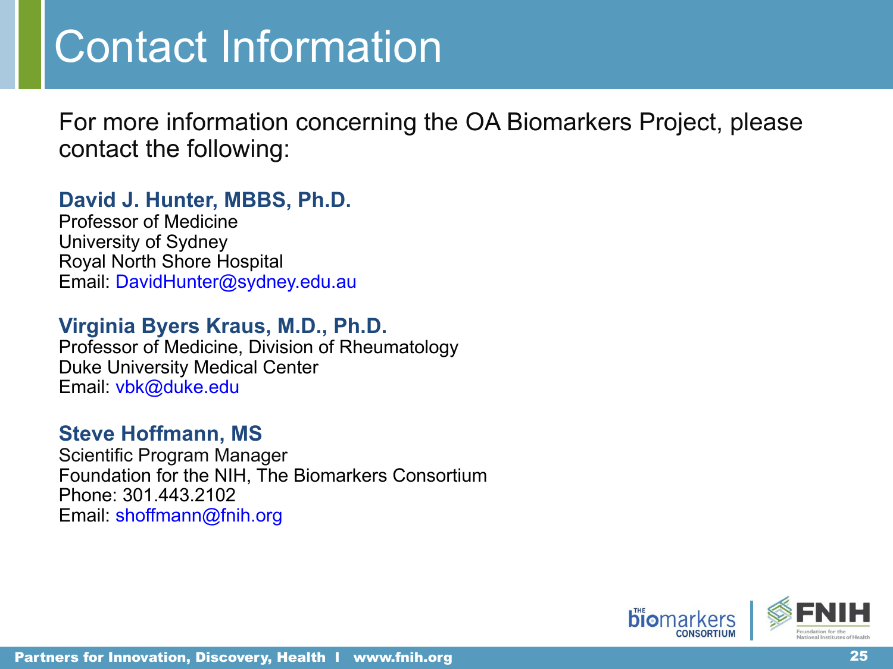# Contact Information

For more information concerning the OA Biomarkers Project, please contact the following:

**David J. Hunter, MBBS, Ph.D.**
Professor of Medicine
University of Sydney
Royal North Shore Hospital
Email: DavidHunter@sydney.edu.au

**Virginia Byers Kraus, M.D., Ph.D.**
Professor of Medicine, Division of Rheumatology
Duke University Medical Center
Email: vbk@duke.edu

**Steve Hoffmann, MS**
Scientific Program Manager
Foundation for the NIH, The Biomarkers Consortium
Phone: 301.443.2102
Email: shoffmann@fnih.org